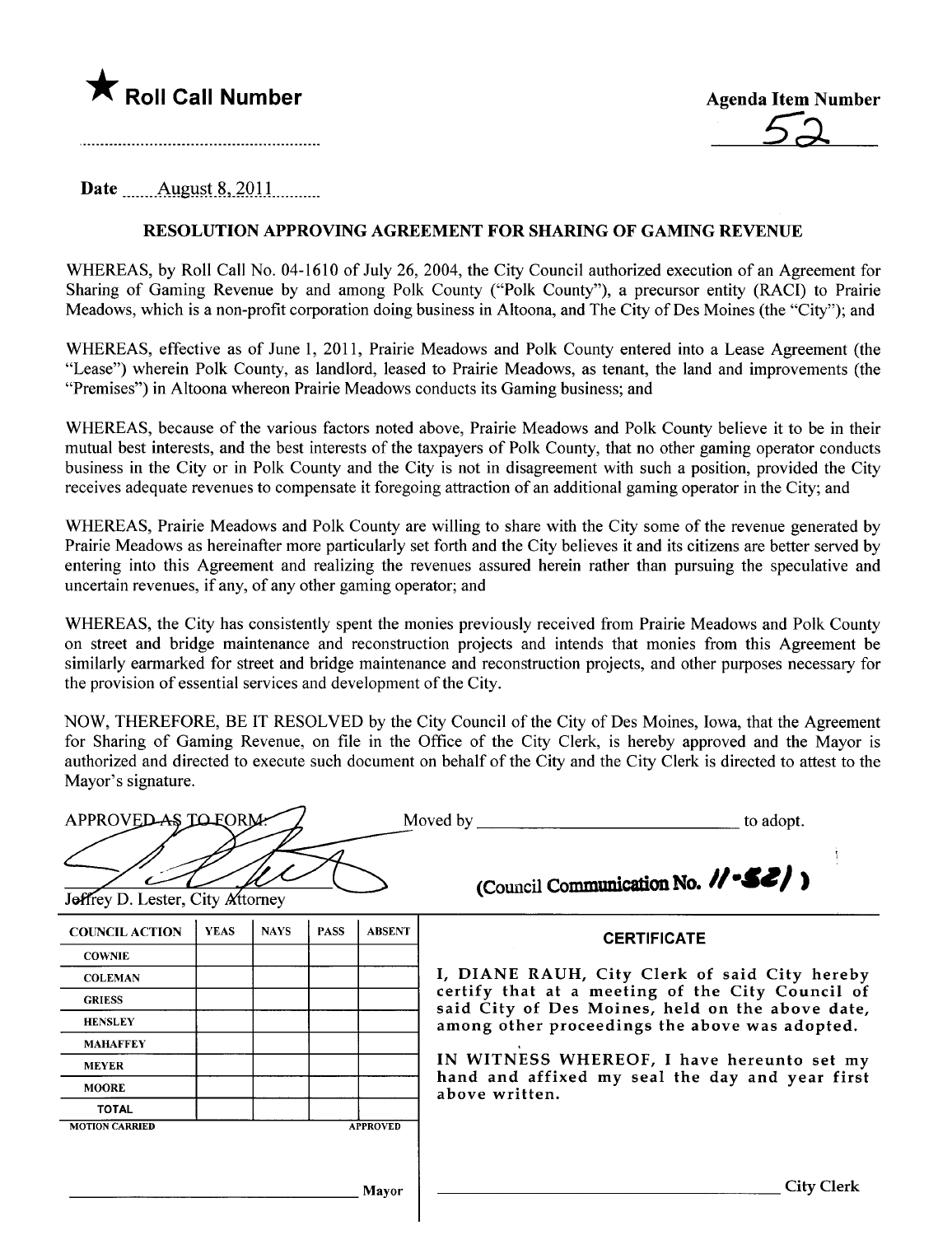★ **Roll Call Number**

..........................................................

**Agenda Item Number**

52

Date ......August 8, 2011..........

**RESOLUTION APPROVING AGREEMENT FOR SHARING OF GAMING REVENUE**

WHEREAS, by Roll Call No. 04-1610 of July 26, 2004, the City Council authorized execution of an Agreement for Sharing of Gaming Revenue by and among Polk County ("Polk County"), a precursor entity (RACI) to Prairie Meadows, which is a non-profit corporation doing business in Altoona, and The City of Des Moines (the "City"); and

WHEREAS, effective as of June 1, 2011, Prairie Meadows and Polk County entered into a Lease Agreement (the "Lease") wherein Polk County, as landlord, leased to Prairie Meadows, as tenant, the land and improvements (the "Premises") in Altoona whereon Prairie Meadows conducts its Gaming business; and

WHEREAS, because of the various factors noted above, Prairie Meadows and Polk County believe it to be in their mutual best interests, and the best interests of the taxpayers of Polk County, that no other gaming operator conducts business in the City or in Polk County and the City is not in disagreement with such a position, provided the City receives adequate revenues to compensate it foregoing attraction of an additional gaming operator in the City; and

WHEREAS, Prairie Meadows and Polk County are willing to share with the City some of the revenue generated by Prairie Meadows as hereinafter more particularly set forth and the City believes it and its citizens are better served by entering into this Agreement and realizing the revenues assured herein rather than pursuing the speculative and uncertain revenues, if any, of any other gaming operator; and

WHEREAS, the City has consistently spent the monies previously received from Prairie Meadows and Polk County on street and bridge maintenance and reconstruction projects and intends that monies from this Agreement be similarly earmarked for street and bridge maintenance and reconstruction projects, and other purposes necessary for the provision of essential services and development of the City.

NOW, THEREFORE, BE IT RESOLVED by the City Council of the City of Des Moines, Iowa, that the Agreement for Sharing of Gaming Revenue, on file in the Office of the City Clerk, is hereby approved and the Mayor is authorized and directed to execute such document on behalf of the City and the City Clerk is directed to attest to the Mayor's signature.

APPROVED AS TO FORM:

Jeffrey D. Lester, City Attorney

Moved by ______________________ to adopt.

(Council Communication No. 11-521)

| COUNCIL ACTION | YEAS | NAYS | PASS | ABSENT |
|---|---|---|---|---|
| COWNIE | | | | |
| COLEMAN | | | | |
| GRIESS | | | | |
| HENSLEY | | | | |
| MAHAFFEY | | | | |
| MEYER | | | | |
| MOORE | | | | |
| TOTAL | | | | |

MOTION CARRIED APPROVED

______________________ Mayor

**CERTIFICATE**

I, DIANE RAUH, City Clerk of said City hereby certify that at a meeting of the City Council of said City of Des Moines, held on the above date, among other proceedings the above was adopted.

IN WITNESS WHEREOF, I have hereunto set my hand and affixed my seal the day and year first above written.

______________________ City Clerk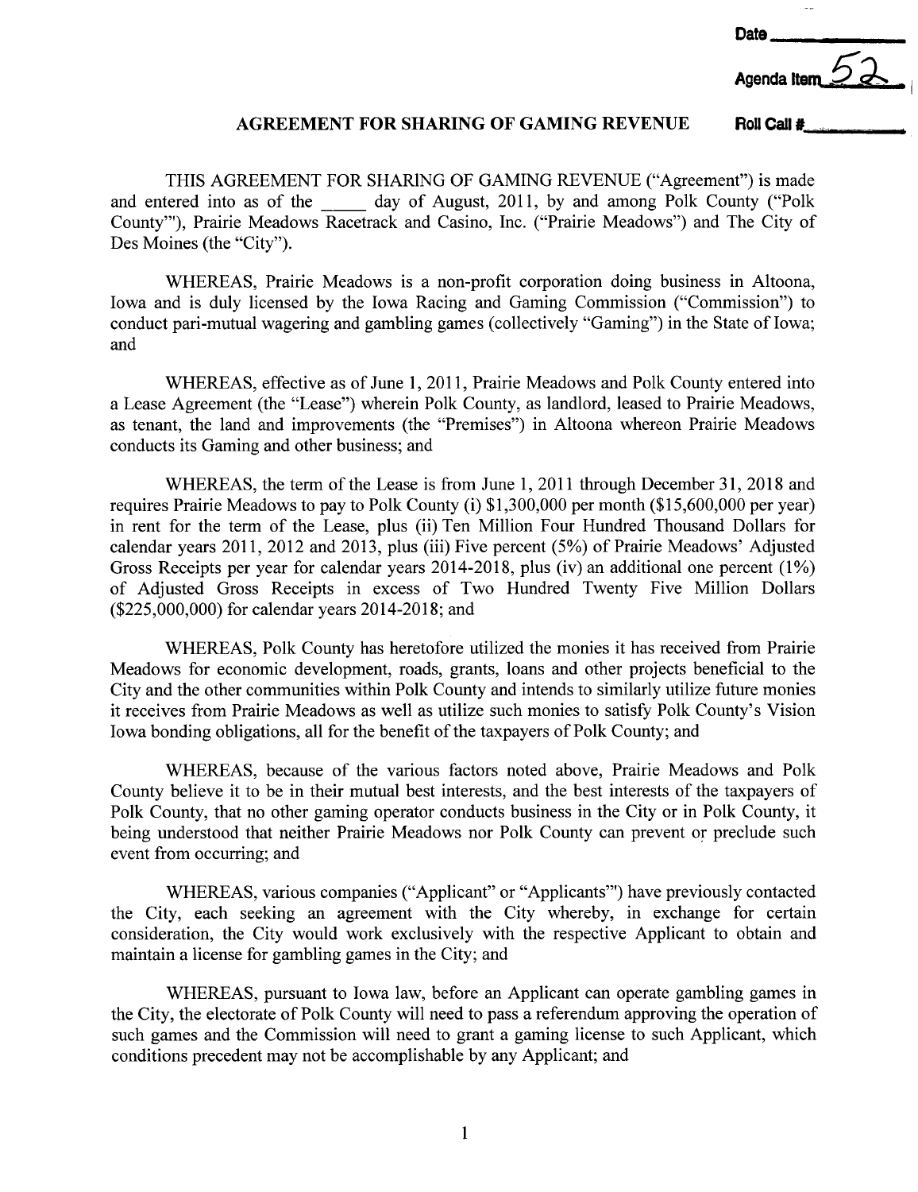Date ____________

Agenda Item 52

Roll Call # ____________

## AGREEMENT FOR SHARING OF GAMING REVENUE

THIS AGREEMENT FOR SHARING OF GAMING REVENUE ("Agreement") is made and entered into as of the _____ day of August, 2011, by and among Polk County ("Polk County"), Prairie Meadows Racetrack and Casino, Inc. ("Prairie Meadows") and The City of Des Moines (the "City").

WHEREAS, Prairie Meadows is a non-profit corporation doing business in Altoona, Iowa and is duly licensed by the Iowa Racing and Gaming Commission ("Commission") to conduct pari-mutual wagering and gambling games (collectively "Gaming") in the State of Iowa; and

WHEREAS, effective as of June 1, 2011, Prairie Meadows and Polk County entered into a Lease Agreement (the "Lease") wherein Polk County, as landlord, leased to Prairie Meadows, as tenant, the land and improvements (the "Premises") in Altoona whereon Prairie Meadows conducts its Gaming and other business; and

WHEREAS, the term of the Lease is from June 1, 2011 through December 31, 2018 and requires Prairie Meadows to pay to Polk County (i) $1,300,000 per month ($15,600,000 per year) in rent for the term of the Lease, plus (ii) Ten Million Four Hundred Thousand Dollars for calendar years 2011, 2012 and 2013, plus (iii) Five percent (5%) of Prairie Meadows' Adjusted Gross Receipts per year for calendar years 2014-2018, plus (iv) an additional one percent (1%) of Adjusted Gross Receipts in excess of Two Hundred Twenty Five Million Dollars ($225,000,000) for calendar years 2014-2018; and

WHEREAS, Polk County has heretofore utilized the monies it has received from Prairie Meadows for economic development, roads, grants, loans and other projects beneficial to the City and the other communities within Polk County and intends to similarly utilize future monies it receives from Prairie Meadows as well as utilize such monies to satisfy Polk County's Vision Iowa bonding obligations, all for the benefit of the taxpayers of Polk County; and

WHEREAS, because of the various factors noted above, Prairie Meadows and Polk County believe it to be in their mutual best interests, and the best interests of the taxpayers of Polk County, that no other gaming operator conducts business in the City or in Polk County, it being understood that neither Prairie Meadows nor Polk County can prevent or preclude such event from occurring; and

WHEREAS, various companies ("Applicant" or "Applicants") have previously contacted the City, each seeking an agreement with the City whereby, in exchange for certain consideration, the City would work exclusively with the respective Applicant to obtain and maintain a license for gambling games in the City; and

WHEREAS, pursuant to Iowa law, before an Applicant can operate gambling games in the City, the electorate of Polk County will need to pass a referendum approving the operation of such games and the Commission will need to grant a gaming license to such Applicant, which conditions precedent may not be accomplishable by any Applicant; and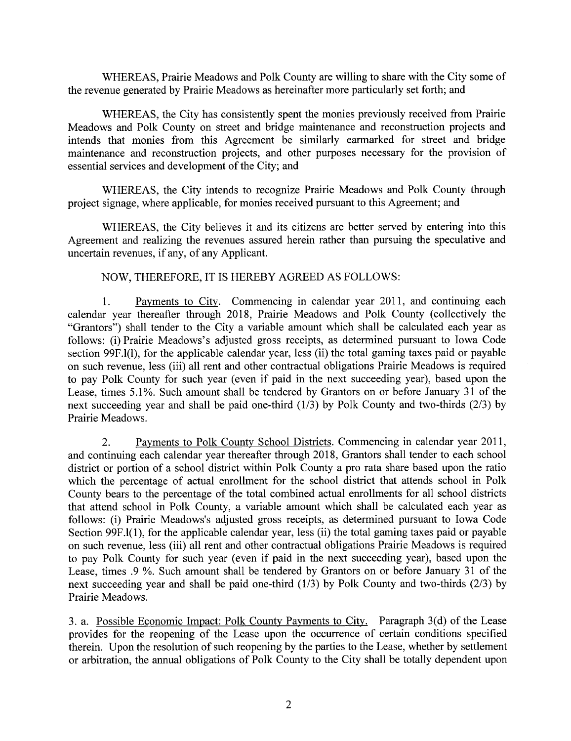WHEREAS, Prairie Meadows and Polk County are willing to share with the City some of the revenue generated by Prairie Meadows as hereinafter more particularly set forth; and

WHEREAS, the City has consistently spent the monies previously received from Prairie Meadows and Polk County on street and bridge maintenance and reconstruction projects and intends that monies from this Agreement be similarly earmarked for street and bridge maintenance and reconstruction projects, and other purposes necessary for the provision of essential services and development of the City; and

WHEREAS, the City intends to recognize Prairie Meadows and Polk County through project signage, where applicable, for monies received pursuant to this Agreement; and

WHEREAS, the City believes it and its citizens are better served by entering into this Agreement and realizing the revenues assured herein rather than pursuing the speculative and uncertain revenues, if any, of any Applicant.

NOW, THEREFORE, IT IS HEREBY AGREED AS FOLLOWS:

1. Payments to City. Commencing in calendar year 2011, and continuing each calendar year thereafter through 2018, Prairie Meadows and Polk County (collectively the "Grantors") shall tender to the City a variable amount which shall be calculated each year as follows: (i) Prairie Meadows's adjusted gross receipts, as determined pursuant to Iowa Code section 99F.l(l), for the applicable calendar year, less (ii) the total gaming taxes paid or payable on such revenue, less (iii) all rent and other contractual obligations Prairie Meadows is required to pay Polk County for such year (even if paid in the next succeeding year), based upon the Lease, times 5.1%. Such amount shall be tendered by Grantors on or before January 31 of the next succeeding year and shall be paid one-third (1/3) by Polk County and two-thirds (2/3) by Prairie Meadows.

2. Payments to Polk County School Districts. Commencing in calendar year 2011, and continuing each calendar year thereafter through 2018, Grantors shall tender to each school district or portion of a school district within Polk County a pro rata share based upon the ratio which the percentage of actual enrollment for the school district that attends school in Polk County bears to the percentage of the total combined actual enrollments for all school districts that attend school in Polk County, a variable amount which shall be calculated each year as follows: (i) Prairie Meadows's adjusted gross receipts, as determined pursuant to Iowa Code Section 99F.l(1), for the applicable calendar year, less (ii) the total gaming taxes paid or payable on such revenue, less (iii) all rent and other contractual obligations Prairie Meadows is required to pay Polk County for such year (even if paid in the next succeeding year), based upon the Lease, times .9 %. Such amount shall be tendered by Grantors on or before January 31 of the next succeeding year and shall be paid one-third (1/3) by Polk County and two-thirds (2/3) by Prairie Meadows.

3. a. Possible Economic Impact: Polk County Payments to City. Paragraph 3(d) of the Lease provides for the reopening of the Lease upon the occurrence of certain conditions specified therein. Upon the resolution of such reopening by the parties to the Lease, whether by settlement or arbitration, the annual obligations of Polk County to the City shall be totally dependent upon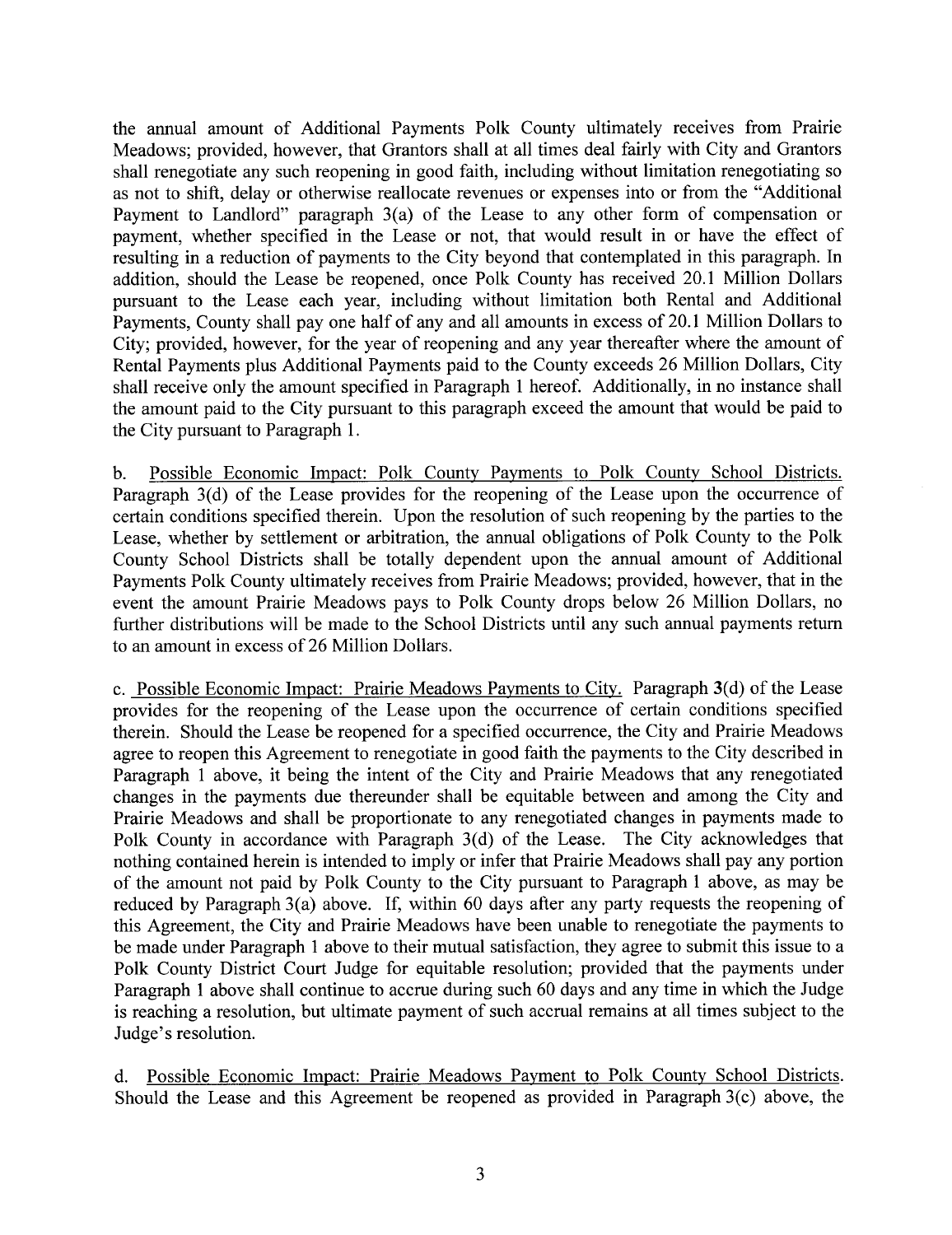the annual amount of Additional Payments Polk County ultimately receives from Prairie Meadows; provided, however, that Grantors shall at all times deal fairly with City and Grantors shall renegotiate any such reopening in good faith, including without limitation renegotiating so as not to shift, delay or otherwise reallocate revenues or expenses into or from the "Additional Payment to Landlord" paragraph 3(a) of the Lease to any other form of compensation or payment, whether specified in the Lease or not, that would result in or have the effect of resulting in a reduction of payments to the City beyond that contemplated in this paragraph. In addition, should the Lease be reopened, once Polk County has received 20.1 Million Dollars pursuant to the Lease each year, including without limitation both Rental and Additional Payments, County shall pay one half of any and all amounts in excess of 20.1 Million Dollars to City; provided, however, for the year of reopening and any year thereafter where the amount of Rental Payments plus Additional Payments paid to the County exceeds 26 Million Dollars, City shall receive only the amount specified in Paragraph 1 hereof. Additionally, in no instance shall the amount paid to the City pursuant to this paragraph exceed the amount that would be paid to the City pursuant to Paragraph 1.

b. Possible Economic Impact: Polk County Payments to Polk County School Districts. Paragraph 3(d) of the Lease provides for the reopening of the Lease upon the occurrence of certain conditions specified therein. Upon the resolution of such reopening by the parties to the Lease, whether by settlement or arbitration, the annual obligations of Polk County to the Polk County School Districts shall be totally dependent upon the annual amount of Additional Payments Polk County ultimately receives from Prairie Meadows; provided, however, that in the event the amount Prairie Meadows pays to Polk County drops below 26 Million Dollars, no further distributions will be made to the School Districts until any such annual payments return to an amount in excess of 26 Million Dollars.

c. Possible Economic Impact: Prairie Meadows Payments to City. Paragraph **3**(d) of the Lease provides for the reopening of the Lease upon the occurrence of certain conditions specified therein. Should the Lease be reopened for a specified occurrence, the City and Prairie Meadows agree to reopen this Agreement to renegotiate in good faith the payments to the City described in Paragraph 1 above, it being the intent of the City and Prairie Meadows that any renegotiated changes in the payments due thereunder shall be equitable between and among the City and Prairie Meadows and shall be proportionate to any renegotiated changes in payments made to Polk County in accordance with Paragraph 3(d) of the Lease. The City acknowledges that nothing contained herein is intended to imply or infer that Prairie Meadows shall pay any portion of the amount not paid by Polk County to the City pursuant to Paragraph 1 above, as may be reduced by Paragraph 3(a) above. If, within 60 days after any party requests the reopening of this Agreement, the City and Prairie Meadows have been unable to renegotiate the payments to be made under Paragraph 1 above to their mutual satisfaction, they agree to submit this issue to a Polk County District Court Judge for equitable resolution; provided that the payments under Paragraph 1 above shall continue to accrue during such 60 days and any time in which the Judge is reaching a resolution, but ultimate payment of such accrual remains at all times subject to the Judge's resolution.

d. Possible Economic Impact: Prairie Meadows Payment to Polk County School Districts. Should the Lease and this Agreement be reopened as provided in Paragraph 3(c) above, the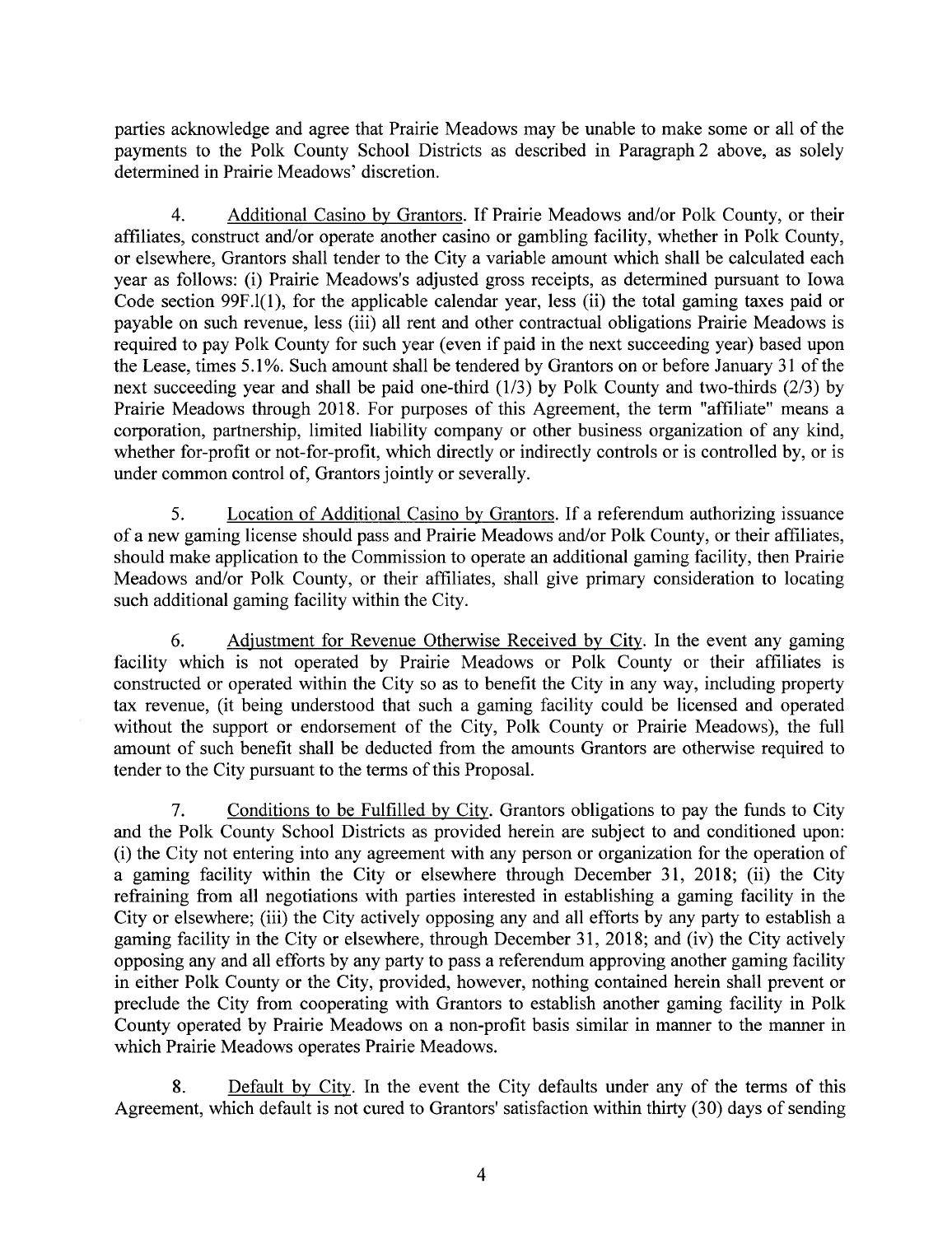parties acknowledge and agree that Prairie Meadows may be unable to make some or all of the payments to the Polk County School Districts as described in Paragraph 2 above, as solely determined in Prairie Meadows' discretion.

4. Additional Casino by Grantors. If Prairie Meadows and/or Polk County, or their affiliates, construct and/or operate another casino or gambling facility, whether in Polk County, or elsewhere, Grantors shall tender to the City a variable amount which shall be calculated each year as follows: (i) Prairie Meadows's adjusted gross receipts, as determined pursuant to Iowa Code section 99F.l(1), for the applicable calendar year, less (ii) the total gaming taxes paid or payable on such revenue, less (iii) all rent and other contractual obligations Prairie Meadows is required to pay Polk County for such year (even if paid in the next succeeding year) based upon the Lease, times 5.1%. Such amount shall be tendered by Grantors on or before January 31 of the next succeeding year and shall be paid one-third (1/3) by Polk County and two-thirds (2/3) by Prairie Meadows through 2018. For purposes of this Agreement, the term "affiliate" means a corporation, partnership, limited liability company or other business organization of any kind, whether for-profit or not-for-profit, which directly or indirectly controls or is controlled by, or is under common control of, Grantors jointly or severally.

5. Location of Additional Casino by Grantors. If a referendum authorizing issuance of a new gaming license should pass and Prairie Meadows and/or Polk County, or their affiliates, should make application to the Commission to operate an additional gaming facility, then Prairie Meadows and/or Polk County, or their affiliates, shall give primary consideration to locating such additional gaming facility within the City.

6. Adjustment for Revenue Otherwise Received by City. In the event any gaming facility which is not operated by Prairie Meadows or Polk County or their affiliates is constructed or operated within the City so as to benefit the City in any way, including property tax revenue, (it being understood that such a gaming facility could be licensed and operated without the support or endorsement of the City, Polk County or Prairie Meadows), the full amount of such benefit shall be deducted from the amounts Grantors are otherwise required to tender to the City pursuant to the terms of this Proposal.

7. Conditions to be Fulfilled by City. Grantors obligations to pay the funds to City and the Polk County School Districts as provided herein are subject to and conditioned upon: (i) the City not entering into any agreement with any person or organization for the operation of a gaming facility within the City or elsewhere through December 31, 2018; (ii) the City refraining from all negotiations with parties interested in establishing a gaming facility in the City or elsewhere; (iii) the City actively opposing any and all efforts by any party to establish a gaming facility in the City or elsewhere, through December 31, 2018; and (iv) the City actively opposing any and all efforts by any party to pass a referendum approving another gaming facility in either Polk County or the City, provided, however, nothing contained herein shall prevent or preclude the City from cooperating with Grantors to establish another gaming facility in Polk County operated by Prairie Meadows on a non-profit basis similar in manner to the manner in which Prairie Meadows operates Prairie Meadows.

8. Default by City. In the event the City defaults under any of the terms of this Agreement, which default is not cured to Grantors' satisfaction within thirty (30) days of sending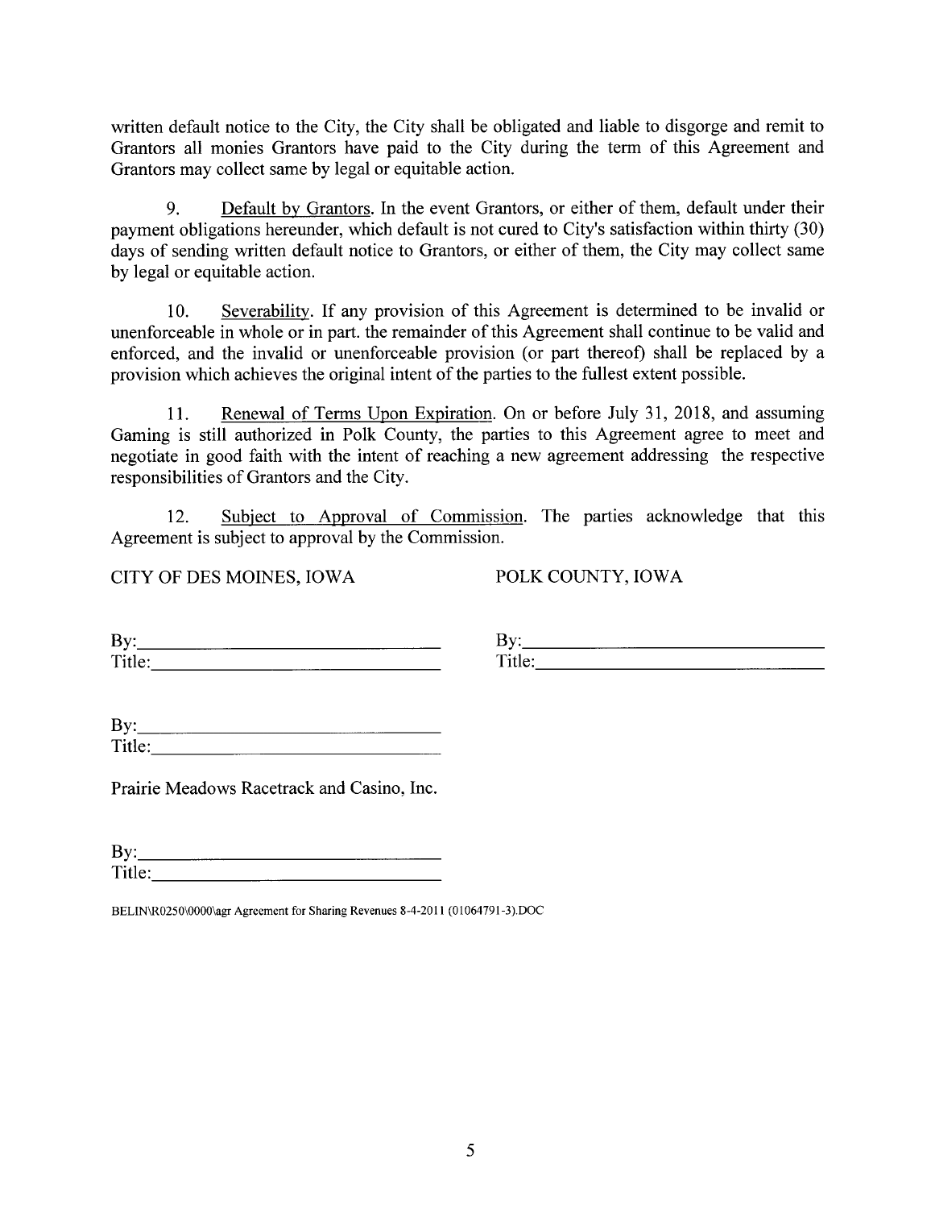written default notice to the City, the City shall be obligated and liable to disgorge and remit to Grantors all monies Grantors have paid to the City during the term of this Agreement and Grantors may collect same by legal or equitable action.

9. Default by Grantors. In the event Grantors, or either of them, default under their payment obligations hereunder, which default is not cured to City's satisfaction within thirty (30) days of sending written default notice to Grantors, or either of them, the City may collect same by legal or equitable action.

10. Severability. If any provision of this Agreement is determined to be invalid or unenforceable in whole or in part. the remainder of this Agreement shall continue to be valid and enforced, and the invalid or unenforceable provision (or part thereof) shall be replaced by a provision which achieves the original intent of the parties to the fullest extent possible.

11. Renewal of Terms Upon Expiration. On or before July 31, 2018, and assuming Gaming is still authorized in Polk County, the parties to this Agreement agree to meet and negotiate in good faith with the intent of reaching a new agreement addressing the respective responsibilities of Grantors and the City.

12. Subject to Approval of Commission. The parties acknowledge that this Agreement is subject to approval by the Commission.

CITY OF DES MOINES, IOWA

By:\_\_\_\_\_\_\_\_\_\_\_\_\_\_\_\_\_\_\_\_\_\_\_\_\_\_\_\_\_\_
Title:\_\_\_\_\_\_\_\_\_\_\_\_\_\_\_\_\_\_\_\_\_\_\_\_\_\_\_\_

POLK COUNTY, IOWA

By:\_\_\_\_\_\_\_\_\_\_\_\_\_\_\_\_\_\_\_\_\_\_\_\_\_\_\_\_\_\_
Title:\_\_\_\_\_\_\_\_\_\_\_\_\_\_\_\_\_\_\_\_\_\_\_\_\_\_\_\_

By:\_\_\_\_\_\_\_\_\_\_\_\_\_\_\_\_\_\_\_\_\_\_\_\_\_\_\_\_\_\_
Title:\_\_\_\_\_\_\_\_\_\_\_\_\_\_\_\_\_\_\_\_\_\_\_\_\_\_\_\_

Prairie Meadows Racetrack and Casino, Inc.

By:\_\_\_\_\_\_\_\_\_\_\_\_\_\_\_\_\_\_\_\_\_\_\_\_\_\_\_\_\_\_
Title:\_\_\_\_\_\_\_\_\_\_\_\_\_\_\_\_\_\_\_\_\_\_\_\_\_\_\_\_

BELIN\R0250\0000\agr Agreement for Sharing Revenues 8-4-2011 (01064791-3).DOC